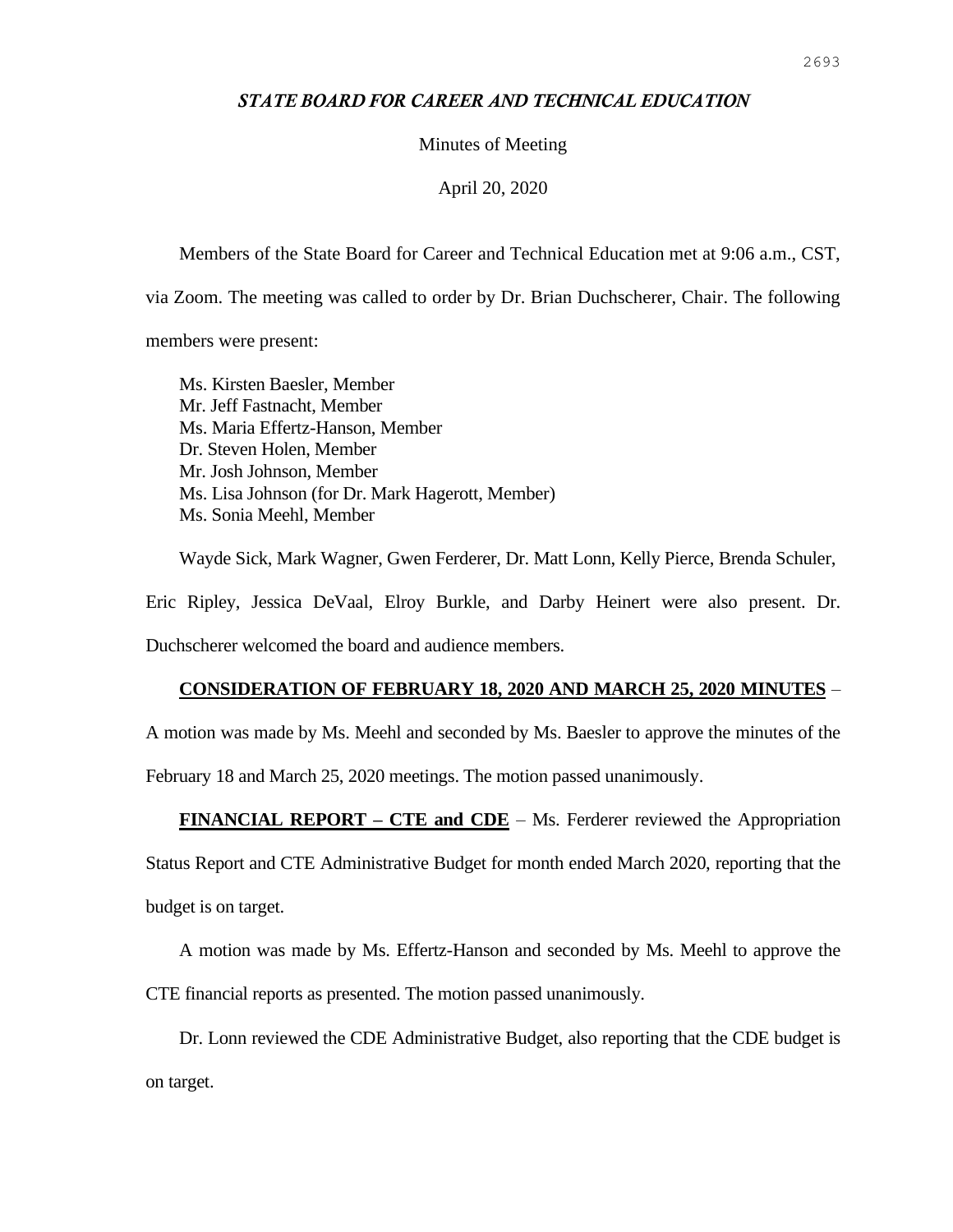# *STATE BOARD FOR CAREER AND TECHNICAL EDUCATION*

Minutes of Meeting

April 20, 2020

Members of the State Board for Career and Technical Education met at 9:06 a.m., CST, via Zoom. The meeting was called to order by Dr. Brian Duchscherer, Chair. The following members were present:

Ms. Kirsten Baesler, Member
Mr. Jeff Fastnacht, Member
Ms. Maria Effertz-Hanson, Member
Dr. Steven Holen, Member
Mr. Josh Johnson, Member
Ms. Lisa Johnson (for Dr. Mark Hagerott, Member)
Ms. Sonia Meehl, Member

Wayde Sick, Mark Wagner, Gwen Ferderer, Dr. Matt Lonn, Kelly Pierce, Brenda Schuler, Eric Ripley, Jessica DeVaal, Elroy Burkle, and Darby Heinert were also present. Dr. Duchscherer welcomed the board and audience members.

**CONSIDERATION OF FEBRUARY 18, 2020 AND MARCH 25, 2020 MINUTES** – A motion was made by Ms. Meehl and seconded by Ms. Baesler to approve the minutes of the February 18 and March 25, 2020 meetings. The motion passed unanimously.

**FINANCIAL REPORT – CTE and CDE** – Ms. Ferderer reviewed the Appropriation Status Report and CTE Administrative Budget for month ended March 2020, reporting that the budget is on target.

A motion was made by Ms. Effertz-Hanson and seconded by Ms. Meehl to approve the CTE financial reports as presented. The motion passed unanimously.

Dr. Lonn reviewed the CDE Administrative Budget, also reporting that the CDE budget is on target.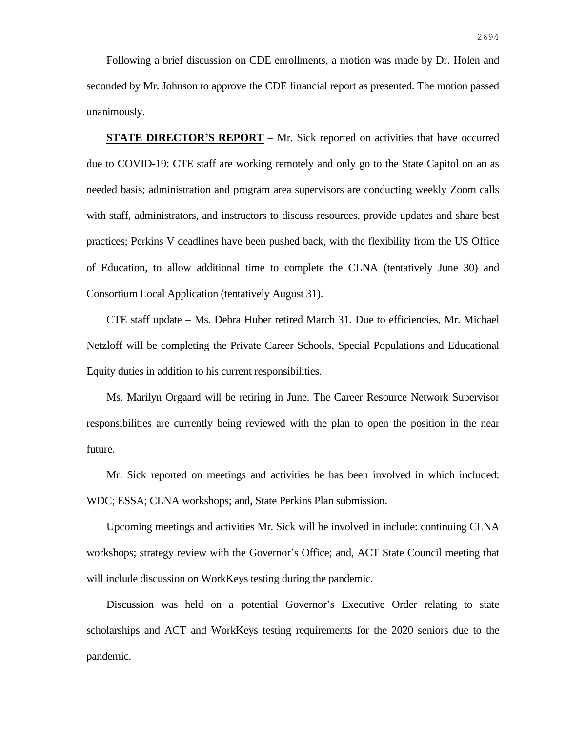Following a brief discussion on CDE enrollments, a motion was made by Dr. Holen and seconded by Mr. Johnson to approve the CDE financial report as presented. The motion passed unanimously.

**STATE DIRECTOR'S REPORT** – Mr. Sick reported on activities that have occurred due to COVID-19: CTE staff are working remotely and only go to the State Capitol on an as needed basis; administration and program area supervisors are conducting weekly Zoom calls with staff, administrators, and instructors to discuss resources, provide updates and share best practices; Perkins V deadlines have been pushed back, with the flexibility from the US Office of Education, to allow additional time to complete the CLNA (tentatively June 30) and Consortium Local Application (tentatively August 31).

CTE staff update – Ms. Debra Huber retired March 31. Due to efficiencies, Mr. Michael Netzloff will be completing the Private Career Schools, Special Populations and Educational Equity duties in addition to his current responsibilities.

Ms. Marilyn Orgaard will be retiring in June. The Career Resource Network Supervisor responsibilities are currently being reviewed with the plan to open the position in the near future.

Mr. Sick reported on meetings and activities he has been involved in which included: WDC; ESSA; CLNA workshops; and, State Perkins Plan submission.

Upcoming meetings and activities Mr. Sick will be involved in include: continuing CLNA workshops; strategy review with the Governor's Office; and, ACT State Council meeting that will include discussion on WorkKeys testing during the pandemic.

Discussion was held on a potential Governor's Executive Order relating to state scholarships and ACT and WorkKeys testing requirements for the 2020 seniors due to the pandemic.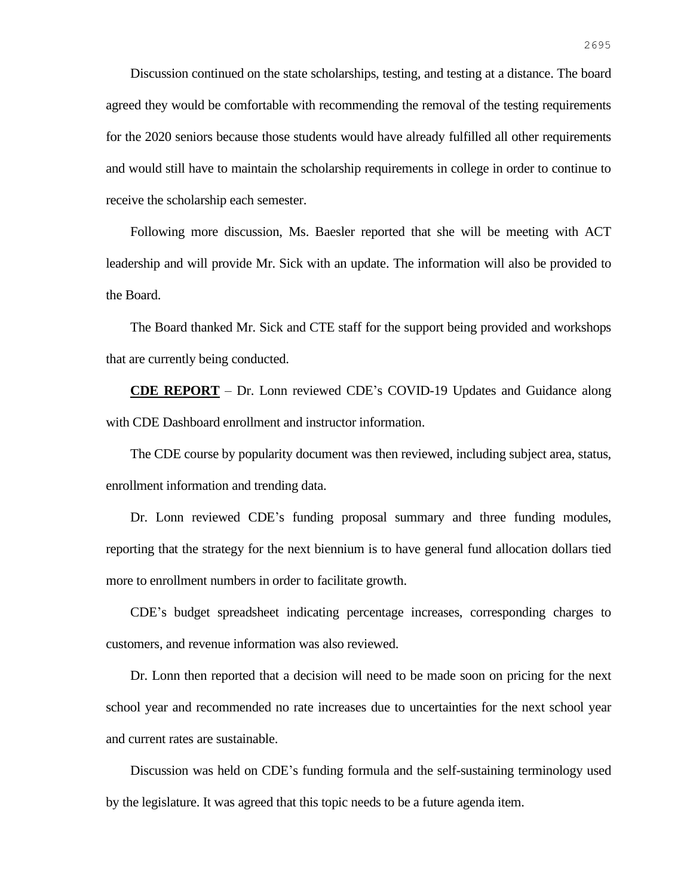Discussion continued on the state scholarships, testing, and testing at a distance. The board agreed they would be comfortable with recommending the removal of the testing requirements for the 2020 seniors because those students would have already fulfilled all other requirements and would still have to maintain the scholarship requirements in college in order to continue to receive the scholarship each semester.

Following more discussion, Ms. Baesler reported that she will be meeting with ACT leadership and will provide Mr. Sick with an update. The information will also be provided to the Board.

The Board thanked Mr. Sick and CTE staff for the support being provided and workshops that are currently being conducted.

**CDE REPORT** – Dr. Lonn reviewed CDE's COVID-19 Updates and Guidance along with CDE Dashboard enrollment and instructor information.

The CDE course by popularity document was then reviewed, including subject area, status, enrollment information and trending data.

Dr. Lonn reviewed CDE's funding proposal summary and three funding modules, reporting that the strategy for the next biennium is to have general fund allocation dollars tied more to enrollment numbers in order to facilitate growth.

CDE's budget spreadsheet indicating percentage increases, corresponding charges to customers, and revenue information was also reviewed.

Dr. Lonn then reported that a decision will need to be made soon on pricing for the next school year and recommended no rate increases due to uncertainties for the next school year and current rates are sustainable.

Discussion was held on CDE's funding formula and the self-sustaining terminology used by the legislature. It was agreed that this topic needs to be a future agenda item.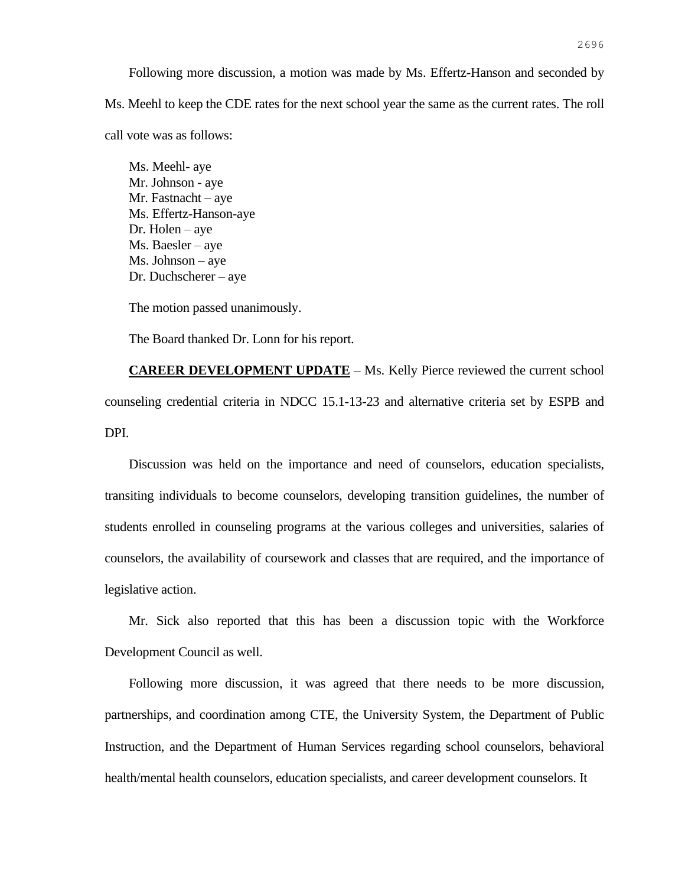Following more discussion, a motion was made by Ms. Effertz-Hanson and seconded by Ms. Meehl to keep the CDE rates for the next school year the same as the current rates. The roll call vote was as follows:

Ms. Meehl- aye
Mr. Johnson - aye
Mr. Fastnacht – aye
Ms. Effertz-Hanson-aye
Dr. Holen – aye
Ms. Baesler – aye
Ms. Johnson – aye
Dr. Duchscherer – aye

The motion passed unanimously.

The Board thanked Dr. Lonn for his report.

**CAREER DEVELOPMENT UPDATE** – Ms. Kelly Pierce reviewed the current school counseling credential criteria in NDCC 15.1-13-23 and alternative criteria set by ESPB and DPI.

Discussion was held on the importance and need of counselors, education specialists, transiting individuals to become counselors, developing transition guidelines, the number of students enrolled in counseling programs at the various colleges and universities, salaries of counselors, the availability of coursework and classes that are required, and the importance of legislative action.

Mr. Sick also reported that this has been a discussion topic with the Workforce Development Council as well.

Following more discussion, it was agreed that there needs to be more discussion, partnerships, and coordination among CTE, the University System, the Department of Public Instruction, and the Department of Human Services regarding school counselors, behavioral health/mental health counselors, education specialists, and career development counselors. It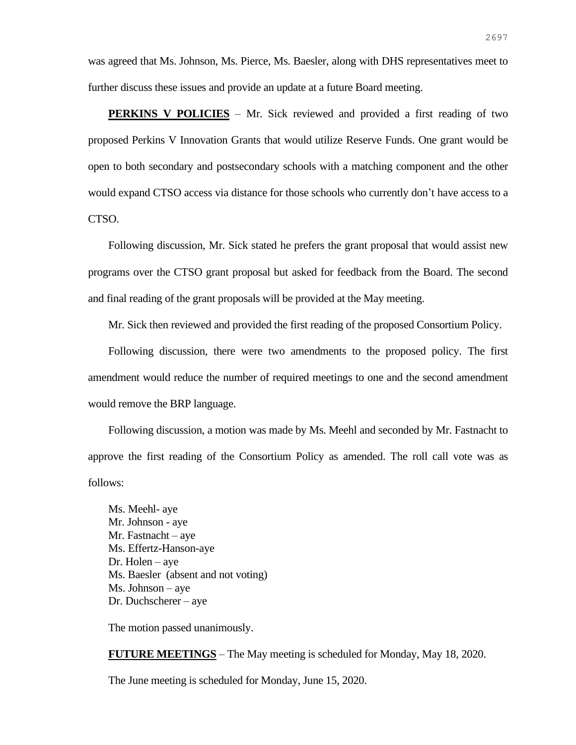was agreed that Ms. Johnson, Ms. Pierce, Ms. Baesler, along with DHS representatives meet to further discuss these issues and provide an update at a future Board meeting.

**PERKINS V POLICIES** – Mr. Sick reviewed and provided a first reading of two proposed Perkins V Innovation Grants that would utilize Reserve Funds. One grant would be open to both secondary and postsecondary schools with a matching component and the other would expand CTSO access via distance for those schools who currently don't have access to a CTSO.

Following discussion, Mr. Sick stated he prefers the grant proposal that would assist new programs over the CTSO grant proposal but asked for feedback from the Board. The second and final reading of the grant proposals will be provided at the May meeting.

Mr. Sick then reviewed and provided the first reading of the proposed Consortium Policy.

Following discussion, there were two amendments to the proposed policy. The first amendment would reduce the number of required meetings to one and the second amendment would remove the BRP language.

Following discussion, a motion was made by Ms. Meehl and seconded by Mr. Fastnacht to approve the first reading of the Consortium Policy as amended. The roll call vote was as follows:

Ms. Meehl- aye  
Mr. Johnson - aye  
Mr. Fastnacht – aye  
Ms. Effertz-Hanson-aye  
Dr. Holen – aye  
Ms. Baesler (absent and not voting)  
Ms. Johnson – aye  
Dr. Duchscherer – aye

The motion passed unanimously.

**FUTURE MEETINGS** – The May meeting is scheduled for Monday, May 18, 2020.

The June meeting is scheduled for Monday, June 15, 2020.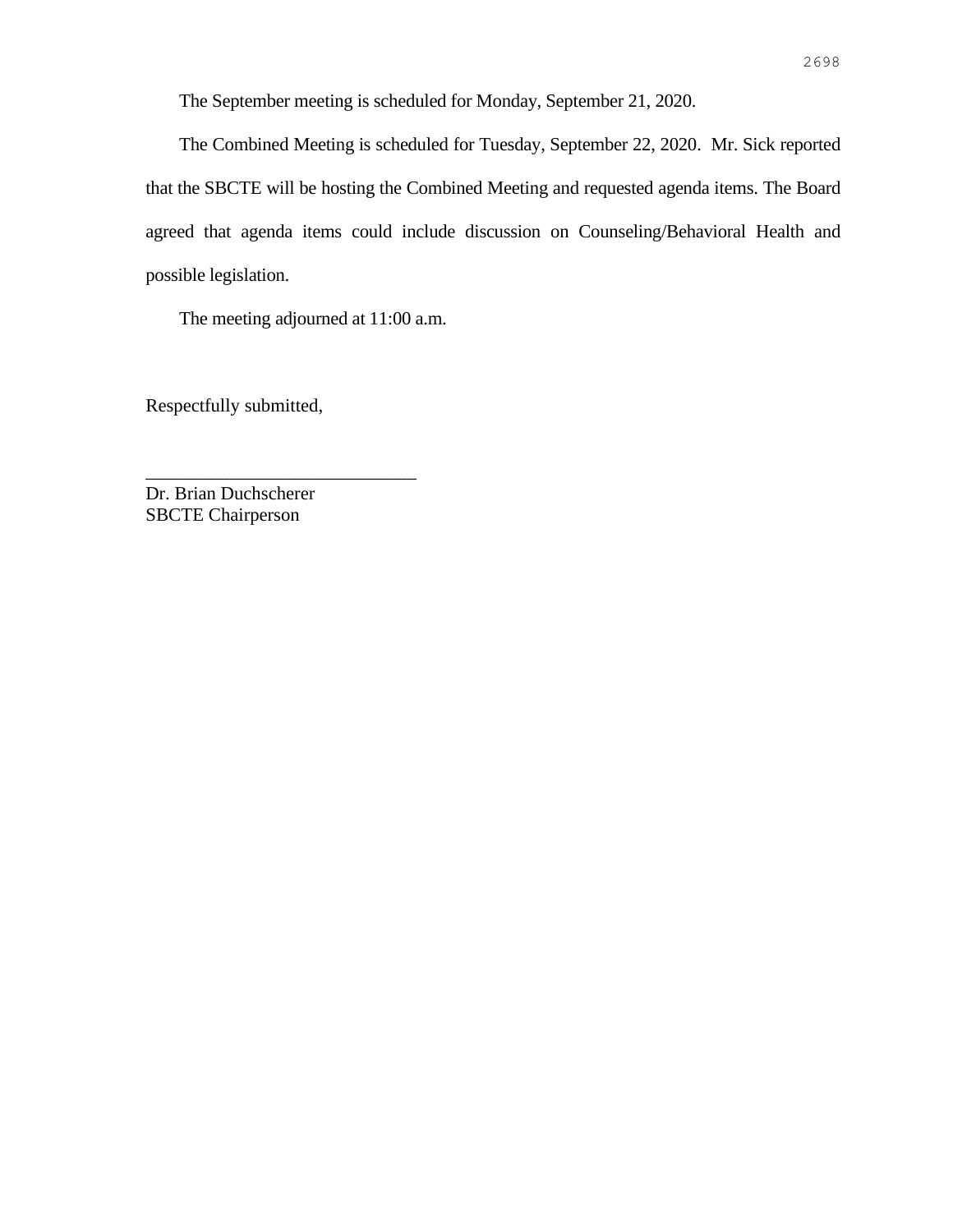The September meeting is scheduled for Monday, September 21, 2020.

The Combined Meeting is scheduled for Tuesday, September 22, 2020. Mr. Sick reported that the SBCTE will be hosting the Combined Meeting and requested agenda items. The Board agreed that agenda items could include discussion on Counseling/Behavioral Health and possible legislation.

The meeting adjourned at 11:00 a.m.

Respectfully submitted,

_____________________________

Dr. Brian Duchscherer
SBCTE Chairperson